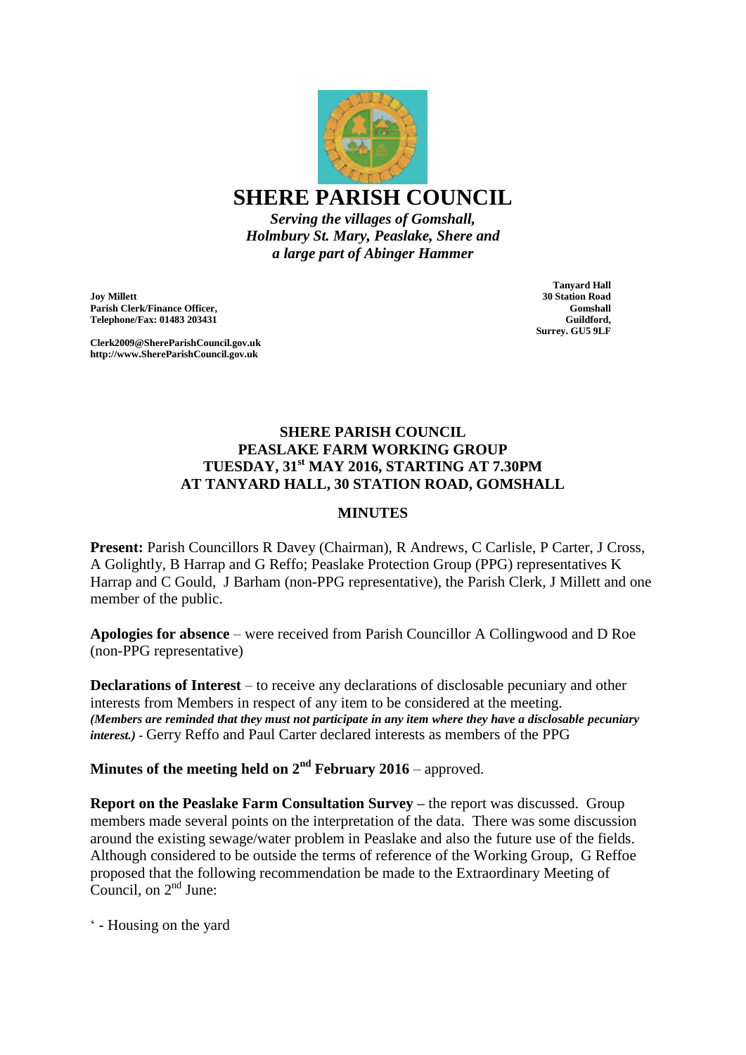# SHERE PARISH COUNCIL

*Serving the villages of Gomshall, Holmbury St. Mary, Peaslake, Shere and a large part of Abinger Hammer*

**Joy Millett**
**Parish Clerk/Finance Officer,**
**Telephone/Fax: 01483 203431**

**Clerk2009@ShereParishCouncil.gov.uk**
**http://www.ShereParishCouncil.gov.uk**

**Tanyard Hall**
**30 Station Road**
**Gomshall**
**Guildford,**
**Surrey. GU5 9LF**

## SHERE PARISH COUNCIL
## PEASLAKE FARM WORKING GROUP
## TUESDAY, 31st MAY 2016, STARTING AT 7.30PM
## AT TANYARD HALL, 30 STATION ROAD, GOMSHALL

### MINUTES

**Present:** Parish Councillors R Davey (Chairman), R Andrews, C Carlisle, P Carter, J Cross, A Golightly, B Harrap and G Reffo; Peaslake Protection Group (PPG) representatives K Harrap and C Gould, J Barham (non-PPG representative), the Parish Clerk, J Millett and one member of the public.

**Apologies for absence** – were received from Parish Councillor A Collingwood and D Roe (non-PPG representative)

**Declarations of Interest** – to receive any declarations of disclosable pecuniary and other interests from Members in respect of any item to be considered at the meeting. ***(Members are reminded that they must not participate in any item where they have a disclosable pecuniary interest.)*** - Gerry Reffo and Paul Carter declared interests as members of the PPG

**Minutes of the meeting held on 2nd February 2016** – approved.

**Report on the Peaslake Farm Consultation Survey –** the report was discussed. Group members made several points on the interpretation of the data. There was some discussion around the existing sewage/water problem in Peaslake and also the future use of the fields. Although considered to be outside the terms of reference of the Working Group, G Reffoe proposed that the following recommendation be made to the Extraordinary Meeting of Council, on 2nd June:

' - Housing on the yard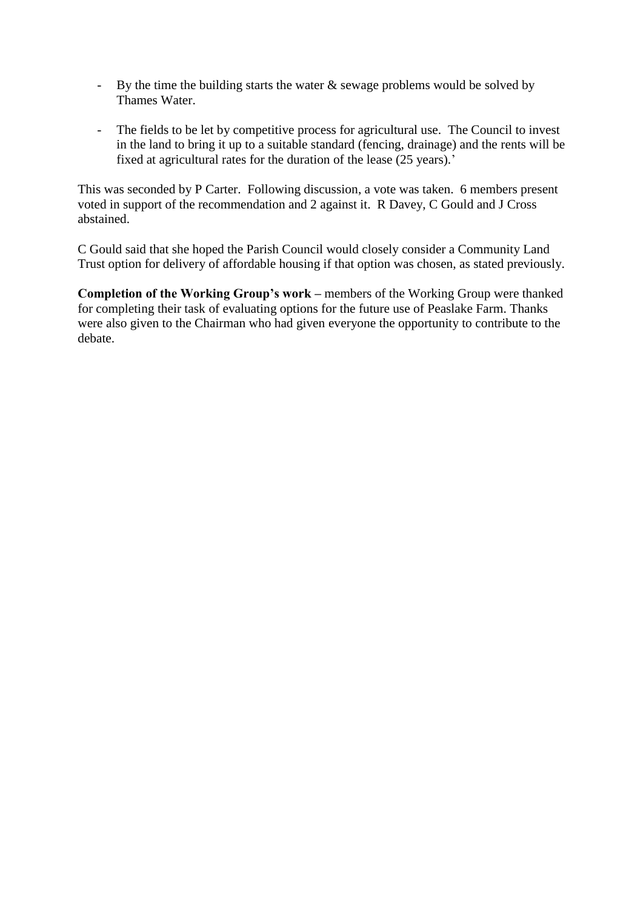- By the time the building starts the water & sewage problems would be solved by Thames Water.

- The fields to be let by competitive process for agricultural use. The Council to invest in the land to bring it up to a suitable standard (fencing, drainage) and the rents will be fixed at agricultural rates for the duration of the lease (25 years).'

This was seconded by P Carter. Following discussion, a vote was taken. 6 members present voted in support of the recommendation and 2 against it. R Davey, C Gould and J Cross abstained.

C Gould said that she hoped the Parish Council would closely consider a Community Land Trust option for delivery of affordable housing if that option was chosen, as stated previously.

**Completion of the Working Group's work –** members of the Working Group were thanked for completing their task of evaluating options for the future use of Peaslake Farm. Thanks were also given to the Chairman who had given everyone the opportunity to contribute to the debate.